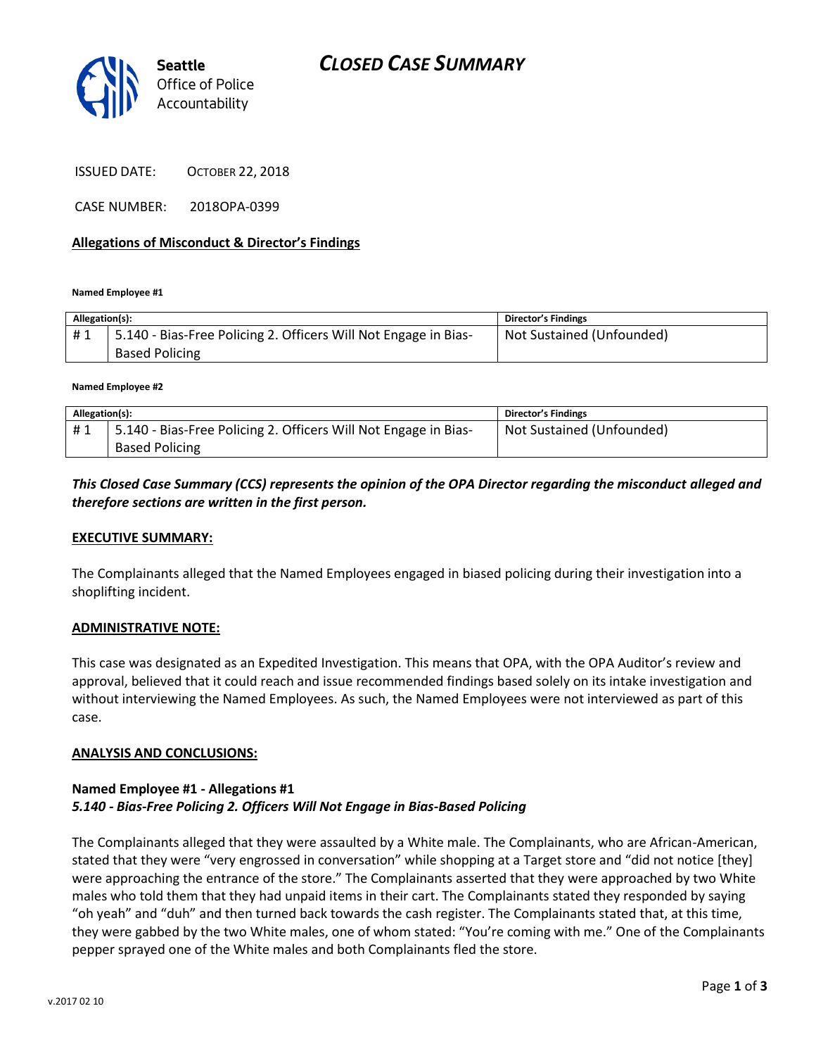# CLOSED CASE SUMMARY

Seattle Office of Police Accountability

ISSUED DATE: OCTOBER 22, 2018

CASE NUMBER: 2018OPA-0399

**Allegations of Misconduct & Director's Findings**

**Named Employee #1**

| Allegation(s): | | Director's Findings |
|---|---|---|
| # 1 | 5.140 - Bias-Free Policing 2. Officers Will Not Engage in Bias-Based Policing | Not Sustained (Unfounded) |

**Named Employee #2**

| Allegation(s): | | Director's Findings |
|---|---|---|
| # 1 | 5.140 - Bias-Free Policing 2. Officers Will Not Engage in Bias-Based Policing | Not Sustained (Unfounded) |

***This Closed Case Summary (CCS) represents the opinion of the OPA Director regarding the misconduct alleged and therefore sections are written in the first person.***

**EXECUTIVE SUMMARY:**

The Complainants alleged that the Named Employees engaged in biased policing during their investigation into a shoplifting incident.

**ADMINISTRATIVE NOTE:**

This case was designated as an Expedited Investigation. This means that OPA, with the OPA Auditor's review and approval, believed that it could reach and issue recommended findings based solely on its intake investigation and without interviewing the Named Employees. As such, the Named Employees were not interviewed as part of this case.

**ANALYSIS AND CONCLUSIONS:**

**Named Employee #1 - Allegations #1**
***5.140 - Bias-Free Policing 2. Officers Will Not Engage in Bias-Based Policing***

The Complainants alleged that they were assaulted by a White male. The Complainants, who are African-American, stated that they were "very engrossed in conversation" while shopping at a Target store and "did not notice [they] were approaching the entrance of the store." The Complainants asserted that they were approached by two White males who told them that they had unpaid items in their cart. The Complainants stated they responded by saying "oh yeah" and "duh" and then turned back towards the cash register. The Complainants stated that, at this time, they were gabbed by the two White males, one of whom stated: "You're coming with me." One of the Complainants pepper sprayed one of the White males and both Complainants fled the store.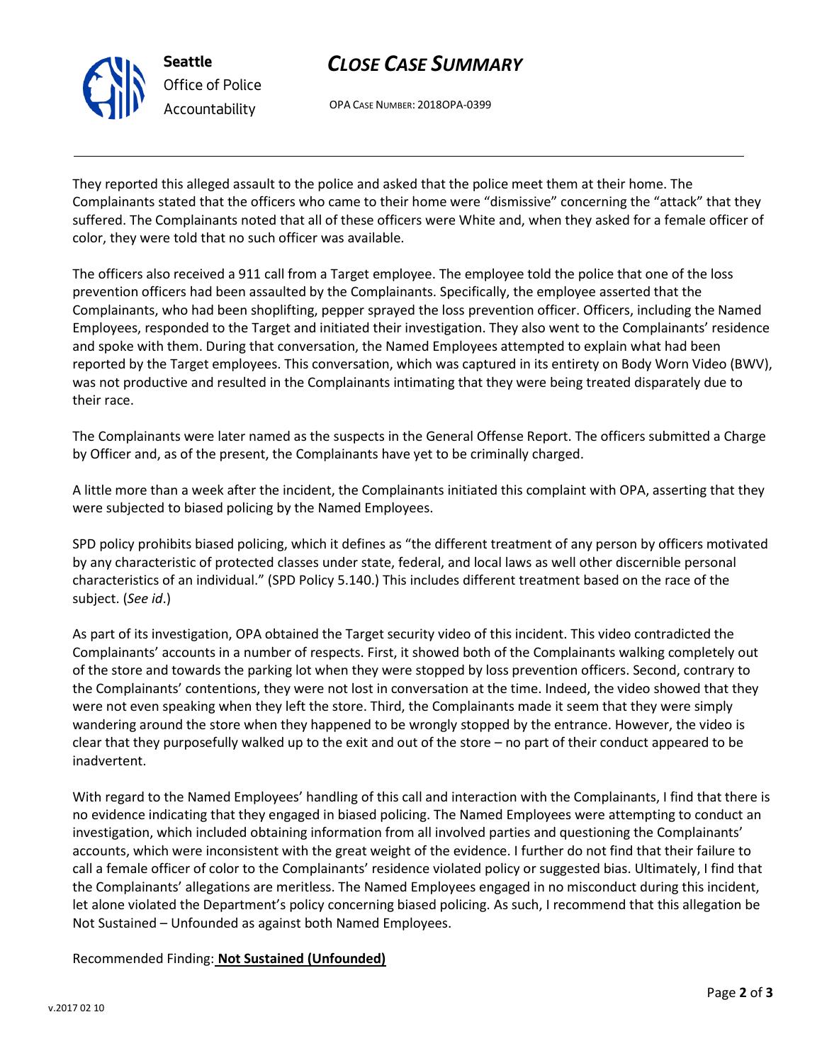They reported this alleged assault to the police and asked that the police meet them at their home. The Complainants stated that the officers who came to their home were "dismissive" concerning the "attack" that they suffered. The Complainants noted that all of these officers were White and, when they asked for a female officer of color, they were told that no such officer was available.

The officers also received a 911 call from a Target employee. The employee told the police that one of the loss prevention officers had been assaulted by the Complainants. Specifically, the employee asserted that the Complainants, who had been shoplifting, pepper sprayed the loss prevention officer. Officers, including the Named Employees, responded to the Target and initiated their investigation. They also went to the Complainants' residence and spoke with them. During that conversation, the Named Employees attempted to explain what had been reported by the Target employees. This conversation, which was captured in its entirety on Body Worn Video (BWV), was not productive and resulted in the Complainants intimating that they were being treated disparately due to their race.

The Complainants were later named as the suspects in the General Offense Report. The officers submitted a Charge by Officer and, as of the present, the Complainants have yet to be criminally charged.

A little more than a week after the incident, the Complainants initiated this complaint with OPA, asserting that they were subjected to biased policing by the Named Employees.

SPD policy prohibits biased policing, which it defines as "the different treatment of any person by officers motivated by any characteristic of protected classes under state, federal, and local laws as well other discernible personal characteristics of an individual." (SPD Policy 5.140.) This includes different treatment based on the race of the subject. (*See id*.)

As part of its investigation, OPA obtained the Target security video of this incident. This video contradicted the Complainants' accounts in a number of respects. First, it showed both of the Complainants walking completely out of the store and towards the parking lot when they were stopped by loss prevention officers. Second, contrary to the Complainants' contentions, they were not lost in conversation at the time. Indeed, the video showed that they were not even speaking when they left the store. Third, the Complainants made it seem that they were simply wandering around the store when they happened to be wrongly stopped by the entrance. However, the video is clear that they purposefully walked up to the exit and out of the store – no part of their conduct appeared to be inadvertent.

With regard to the Named Employees' handling of this call and interaction with the Complainants, I find that there is no evidence indicating that they engaged in biased policing. The Named Employees were attempting to conduct an investigation, which included obtaining information from all involved parties and questioning the Complainants' accounts, which were inconsistent with the great weight of the evidence. I further do not find that their failure to call a female officer of color to the Complainants' residence violated policy or suggested bias. Ultimately, I find that the Complainants' allegations are meritless. The Named Employees engaged in no misconduct during this incident, let alone violated the Department's policy concerning biased policing. As such, I recommend that this allegation be Not Sustained – Unfounded as against both Named Employees.

Recommended Finding: **Not Sustained (Unfounded)**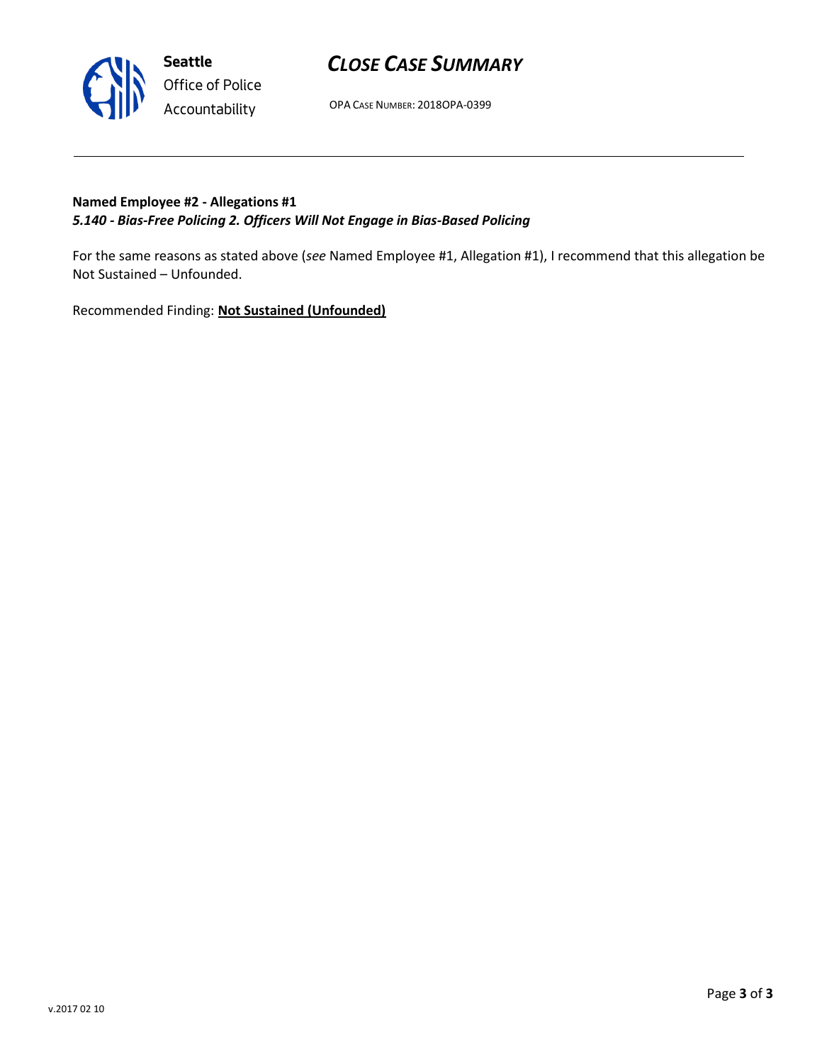**Named Employee #2 - Allegations #1**
***5.140 - Bias-Free Policing 2. Officers Will Not Engage in Bias-Based Policing***

For the same reasons as stated above (*see* Named Employee #1, Allegation #1), I recommend that this allegation be Not Sustained – Unfounded.

Recommended Finding: **Not Sustained (Unfounded)**